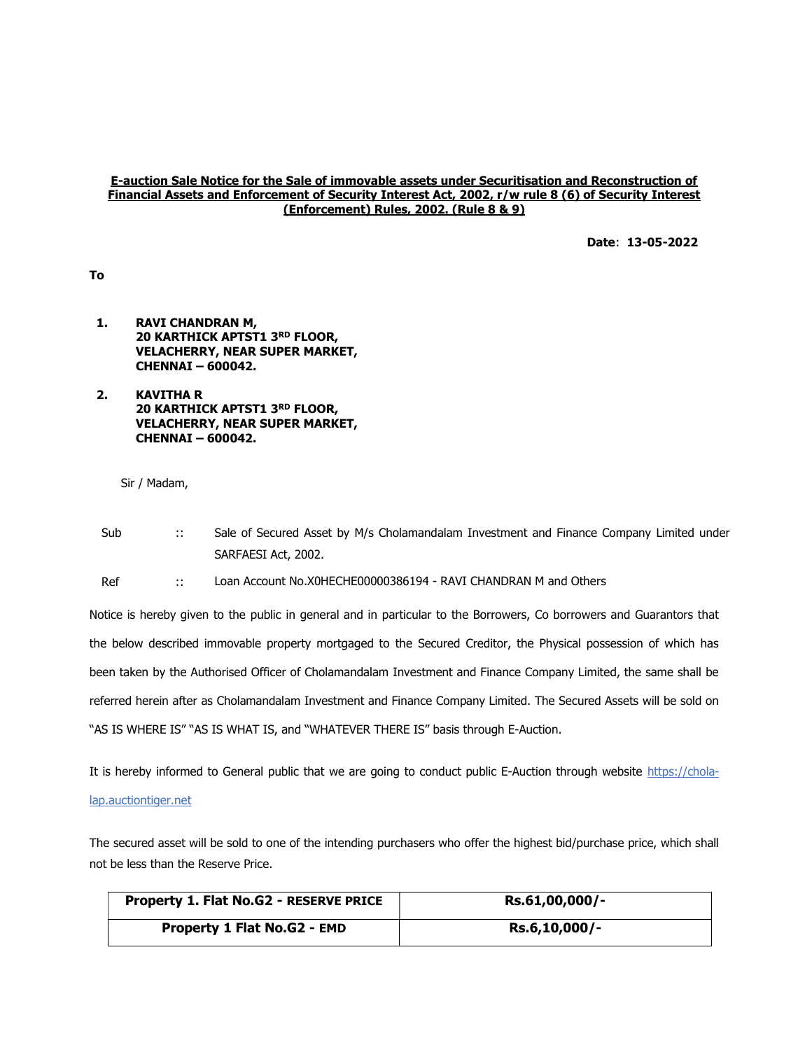**E-auction Sale Notice for the Sale of immovable assets under Securitisation and Reconstruction of Financial Assets and Enforcement of Security Interest Act, 2002, r/w rule 8 (6) of Security Interest (Enforcement) Rules, 2002. (Rule 8 & 9)**

**Date**: **13-05-2022**

**To**

1. **RAVI CHANDRAN M,**
   **20 KARTHICK APTST1 3RD FLOOR,**
   **VELACHERRY, NEAR SUPER MARKET,**
   **CHENNAI – 600042.**

2. **KAVITHA R**
   **20 KARTHICK APTST1 3RD FLOOR,**
   **VELACHERRY, NEAR SUPER MARKET,**
   **CHENNAI – 600042.**

Sir / Madam,

Sub :: Sale of Secured Asset by M/s Cholamandalam Investment and Finance Company Limited under SARFAESI Act, 2002.

Ref :: Loan Account No.X0HECHE00000386194 - RAVI CHANDRAN M and Others

Notice is hereby given to the public in general and in particular to the Borrowers, Co borrowers and Guarantors that the below described immovable property mortgaged to the Secured Creditor, the Physical possession of which has been taken by the Authorised Officer of Cholamandalam Investment and Finance Company Limited, the same shall be referred herein after as Cholamandalam Investment and Finance Company Limited. The Secured Assets will be sold on "AS IS WHERE IS" "AS IS WHAT IS, and "WHATEVER THERE IS" basis through E-Auction.

It is hereby informed to General public that we are going to conduct public E-Auction through website https://chola-lap.auctiontiger.net

The secured asset will be sold to one of the intending purchasers who offer the highest bid/purchase price, which shall not be less than the Reserve Price.

| **Property 1. Flat No.G2 - RESERVE PRICE** | **Rs.61,00,000/-** |
|---|---|
| **Property 1 Flat No.G2 - EMD** | **Rs.6,10,000/-** |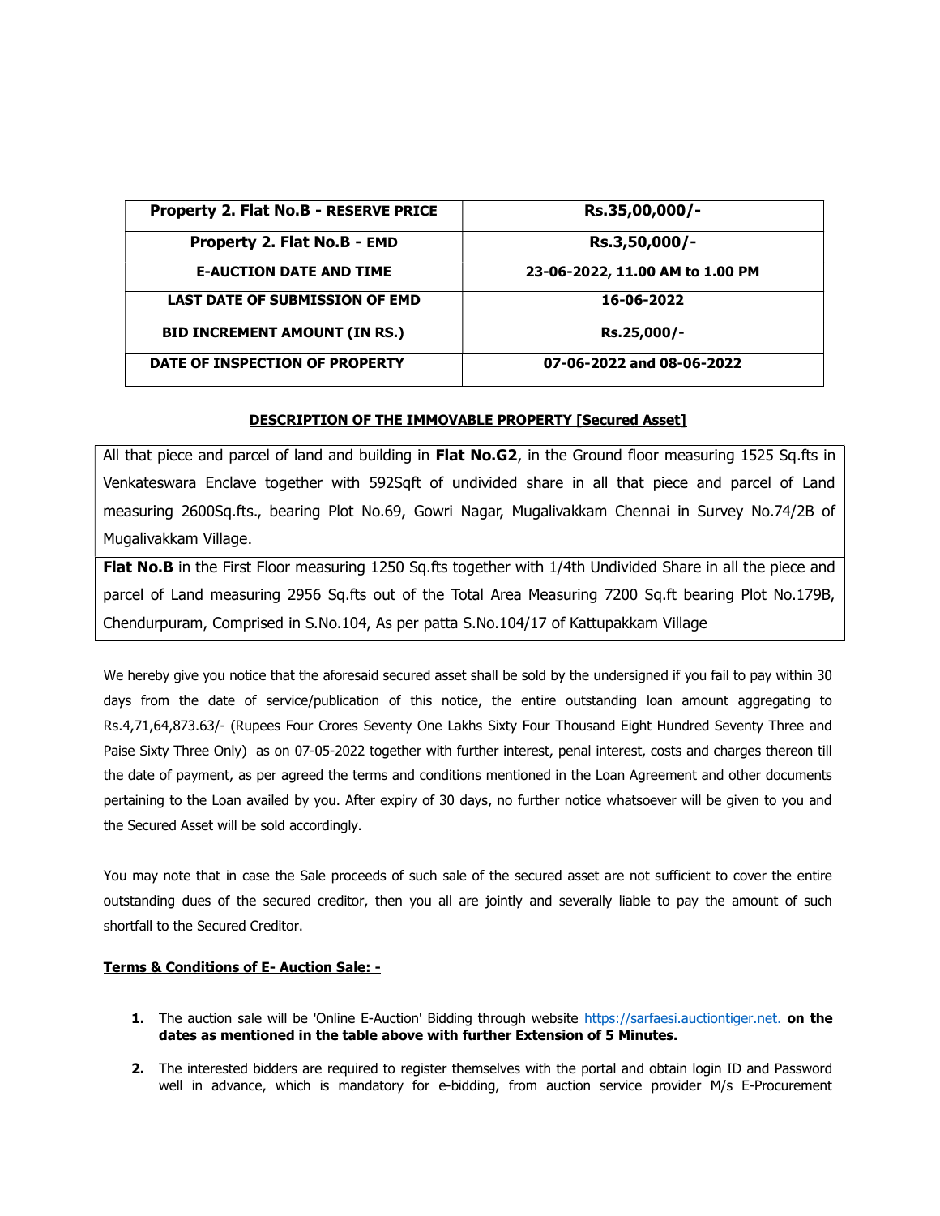| Property 2. Flat No.B - RESERVE PRICE | Rs.35,00,000/- |
|---|---|
| Property 2. Flat No.B - EMD | Rs.3,50,000/- |
| E-AUCTION DATE AND TIME | 23-06-2022, 11.00 AM to 1.00 PM |
| LAST DATE OF SUBMISSION OF EMD | 16-06-2022 |
| BID INCREMENT AMOUNT (IN RS.) | Rs.25,000/- |
| DATE OF INSPECTION OF PROPERTY | 07-06-2022 and 08-06-2022 |

**DESCRIPTION OF THE IMMOVABLE PROPERTY [Secured Asset]**

All that piece and parcel of land and building in **Flat No.G2**, in the Ground floor measuring 1525 Sq.fts in Venkateswara Enclave together with 592Sqft of undivided share in all that piece and parcel of Land measuring 2600Sq.fts., bearing Plot No.69, Gowri Nagar, Mugalivakkam Chennai in Survey No.74/2B of Mugalivakkam Village.

**Flat No.B** in the First Floor measuring 1250 Sq.fts together with 1/4th Undivided Share in all the piece and parcel of Land measuring 2956 Sq.fts out of the Total Area Measuring 7200 Sq.ft bearing Plot No.179B, Chendurpuram, Comprised in S.No.104, As per patta S.No.104/17 of Kattupakkam Village

We hereby give you notice that the aforesaid secured asset shall be sold by the undersigned if you fail to pay within 30 days from the date of service/publication of this notice, the entire outstanding loan amount aggregating to Rs.4,71,64,873.63/- (Rupees Four Crores Seventy One Lakhs Sixty Four Thousand Eight Hundred Seventy Three and Paise Sixty Three Only) as on 07-05-2022 together with further interest, penal interest, costs and charges thereon till the date of payment, as per agreed the terms and conditions mentioned in the Loan Agreement and other documents pertaining to the Loan availed by you. After expiry of 30 days, no further notice whatsoever will be given to you and the Secured Asset will be sold accordingly.

You may note that in case the Sale proceeds of such sale of the secured asset are not sufficient to cover the entire outstanding dues of the secured creditor, then you all are jointly and severally liable to pay the amount of such shortfall to the Secured Creditor.

**Terms & Conditions of E- Auction Sale: -**

1. The auction sale will be 'Online E-Auction' Bidding through website https://sarfaesi.auctiontiger.net. **on the dates as mentioned in the table above with further Extension of 5 Minutes.**
2. The interested bidders are required to register themselves with the portal and obtain login ID and Password well in advance, which is mandatory for e-bidding, from auction service provider M/s E-Procurement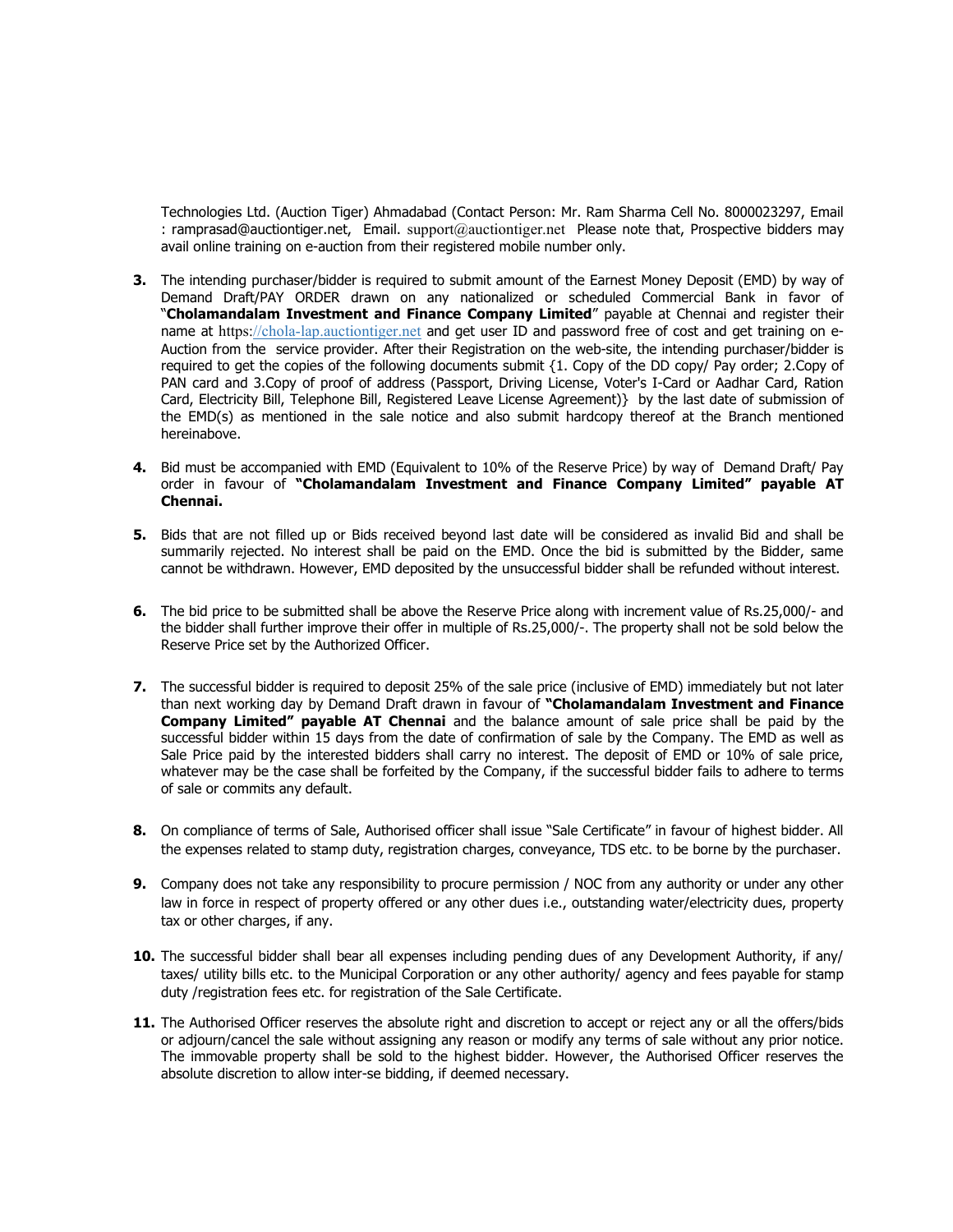Technologies Ltd. (Auction Tiger) Ahmadabad (Contact Person: Mr. Ram Sharma Cell No. 8000023297, Email : ramprasad@auctiontiger.net, Email. support@auctiontiger.net Please note that, Prospective bidders may avail online training on e-auction from their registered mobile number only.

3. The intending purchaser/bidder is required to submit amount of the Earnest Money Deposit (EMD) by way of Demand Draft/PAY ORDER drawn on any nationalized or scheduled Commercial Bank in favor of "**Cholamandalam Investment and Finance Company Limited**" payable at Chennai and register their name at https://chola-lap.auctiontiger.net and get user ID and password free of cost and get training on e-Auction from the service provider. After their Registration on the web-site, the intending purchaser/bidder is required to get the copies of the following documents submit {1. Copy of the DD copy/ Pay order; 2.Copy of PAN card and 3.Copy of proof of address (Passport, Driving License, Voter's I-Card or Aadhar Card, Ration Card, Electricity Bill, Telephone Bill, Registered Leave License Agreement)} by the last date of submission of the EMD(s) as mentioned in the sale notice and also submit hardcopy thereof at the Branch mentioned hereinabove.

4. Bid must be accompanied with EMD (Equivalent to 10% of the Reserve Price) by way of Demand Draft/ Pay order in favour of **"Cholamandalam Investment and Finance Company Limited" payable AT Chennai.**

5. Bids that are not filled up or Bids received beyond last date will be considered as invalid Bid and shall be summarily rejected. No interest shall be paid on the EMD. Once the bid is submitted by the Bidder, same cannot be withdrawn. However, EMD deposited by the unsuccessful bidder shall be refunded without interest.

6. The bid price to be submitted shall be above the Reserve Price along with increment value of Rs.25,000/- and the bidder shall further improve their offer in multiple of Rs.25,000/-. The property shall not be sold below the Reserve Price set by the Authorized Officer.

7. The successful bidder is required to deposit 25% of the sale price (inclusive of EMD) immediately but not later than next working day by Demand Draft drawn in favour of **"Cholamandalam Investment and Finance Company Limited" payable AT Chennai** and the balance amount of sale price shall be paid by the successful bidder within 15 days from the date of confirmation of sale by the Company. The EMD as well as Sale Price paid by the interested bidders shall carry no interest. The deposit of EMD or 10% of sale price, whatever may be the case shall be forfeited by the Company, if the successful bidder fails to adhere to terms of sale or commits any default.

8. On compliance of terms of Sale, Authorised officer shall issue "Sale Certificate" in favour of highest bidder. All the expenses related to stamp duty, registration charges, conveyance, TDS etc. to be borne by the purchaser.

9. Company does not take any responsibility to procure permission / NOC from any authority or under any other law in force in respect of property offered or any other dues i.e., outstanding water/electricity dues, property tax or other charges, if any.

10. The successful bidder shall bear all expenses including pending dues of any Development Authority, if any/ taxes/ utility bills etc. to the Municipal Corporation or any other authority/ agency and fees payable for stamp duty /registration fees etc. for registration of the Sale Certificate.

11. The Authorised Officer reserves the absolute right and discretion to accept or reject any or all the offers/bids or adjourn/cancel the sale without assigning any reason or modify any terms of sale without any prior notice. The immovable property shall be sold to the highest bidder. However, the Authorised Officer reserves the absolute discretion to allow inter-se bidding, if deemed necessary.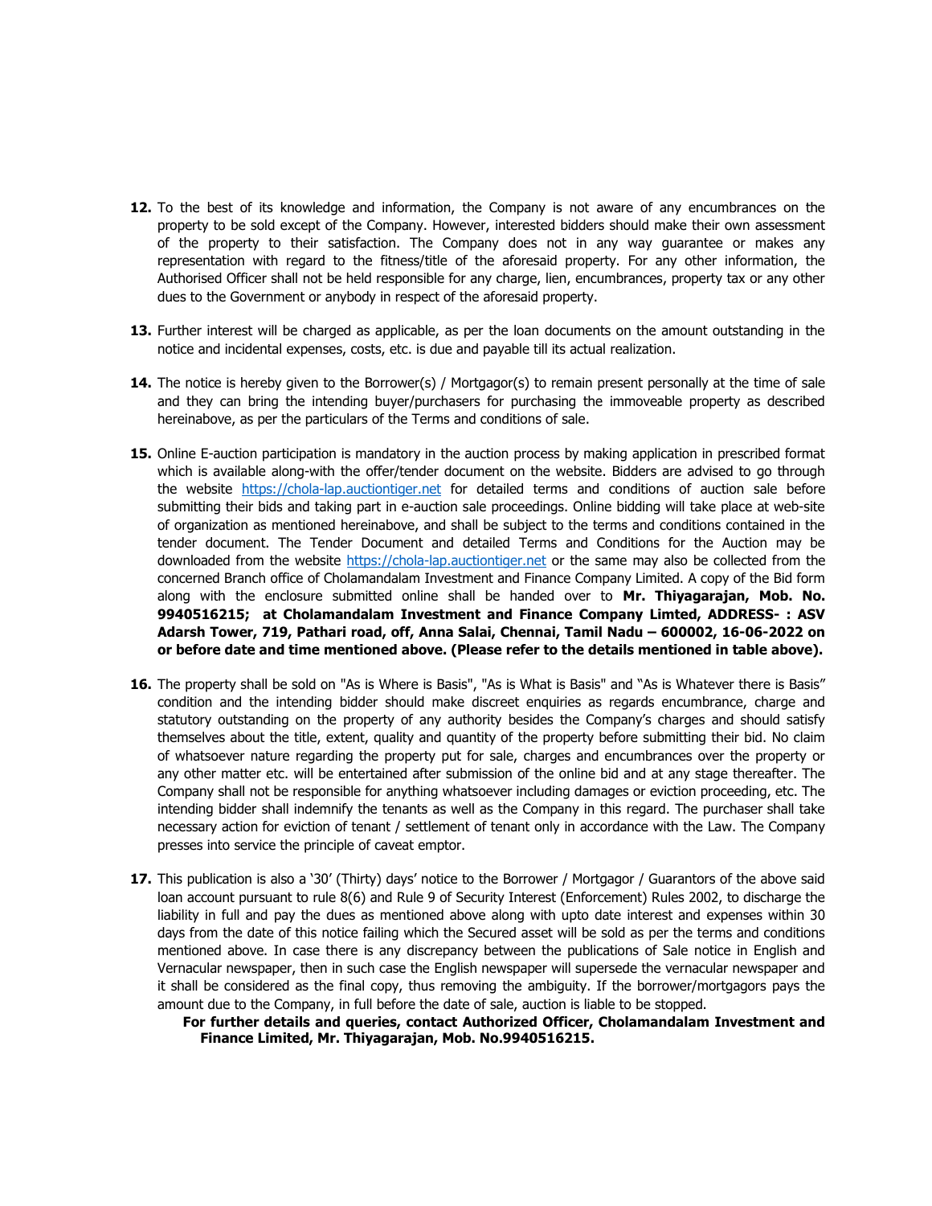**12.** To the best of its knowledge and information, the Company is not aware of any encumbrances on the property to be sold except of the Company. However, interested bidders should make their own assessment of the property to their satisfaction. The Company does not in any way guarantee or makes any representation with regard to the fitness/title of the aforesaid property. For any other information, the Authorised Officer shall not be held responsible for any charge, lien, encumbrances, property tax or any other dues to the Government or anybody in respect of the aforesaid property.

**13.** Further interest will be charged as applicable, as per the loan documents on the amount outstanding in the notice and incidental expenses, costs, etc. is due and payable till its actual realization.

**14.** The notice is hereby given to the Borrower(s) / Mortgagor(s) to remain present personally at the time of sale and they can bring the intending buyer/purchasers for purchasing the immoveable property as described hereinabove, as per the particulars of the Terms and conditions of sale.

**15.** Online E-auction participation is mandatory in the auction process by making application in prescribed format which is available along-with the offer/tender document on the website. Bidders are advised to go through the website https://chola-lap.auctiontiger.net for detailed terms and conditions of auction sale before submitting their bids and taking part in e-auction sale proceedings. Online bidding will take place at web-site of organization as mentioned hereinabove, and shall be subject to the terms and conditions contained in the tender document. The Tender Document and detailed Terms and Conditions for the Auction may be downloaded from the website https://chola-lap.auctiontiger.net or the same may also be collected from the concerned Branch office of Cholamandalam Investment and Finance Company Limited. A copy of the Bid form along with the enclosure submitted online shall be handed over to **Mr. Thiyagarajan, Mob. No. 9940516215; at Cholamandalam Investment and Finance Company Limted, ADDRESS- : ASV Adarsh Tower, 719, Pathari road, off, Anna Salai, Chennai, Tamil Nadu – 600002, 16-06-2022 on or before date and time mentioned above. (Please refer to the details mentioned in table above).**

**16.** The property shall be sold on "As is Where is Basis", "As is What is Basis" and "As is Whatever there is Basis" condition and the intending bidder should make discreet enquiries as regards encumbrance, charge and statutory outstanding on the property of any authority besides the Company's charges and should satisfy themselves about the title, extent, quality and quantity of the property before submitting their bid. No claim of whatsoever nature regarding the property put for sale, charges and encumbrances over the property or any other matter etc. will be entertained after submission of the online bid and at any stage thereafter. The Company shall not be responsible for anything whatsoever including damages or eviction proceeding, etc. The intending bidder shall indemnify the tenants as well as the Company in this regard. The purchaser shall take necessary action for eviction of tenant / settlement of tenant only in accordance with the Law. The Company presses into service the principle of caveat emptor.

**17.** This publication is also a '30' (Thirty) days' notice to the Borrower / Mortgagor / Guarantors of the above said loan account pursuant to rule 8(6) and Rule 9 of Security Interest (Enforcement) Rules 2002, to discharge the liability in full and pay the dues as mentioned above along with upto date interest and expenses within 30 days from the date of this notice failing which the Secured asset will be sold as per the terms and conditions mentioned above. In case there is any discrepancy between the publications of Sale notice in English and Vernacular newspaper, then in such case the English newspaper will supersede the vernacular newspaper and it shall be considered as the final copy, thus removing the ambiguity. If the borrower/mortgagors pays the amount due to the Company, in full before the date of sale, auction is liable to be stopped.

**For further details and queries, contact Authorized Officer, Cholamandalam Investment and Finance Limited, Mr. Thiyagarajan, Mob. No.9940516215.**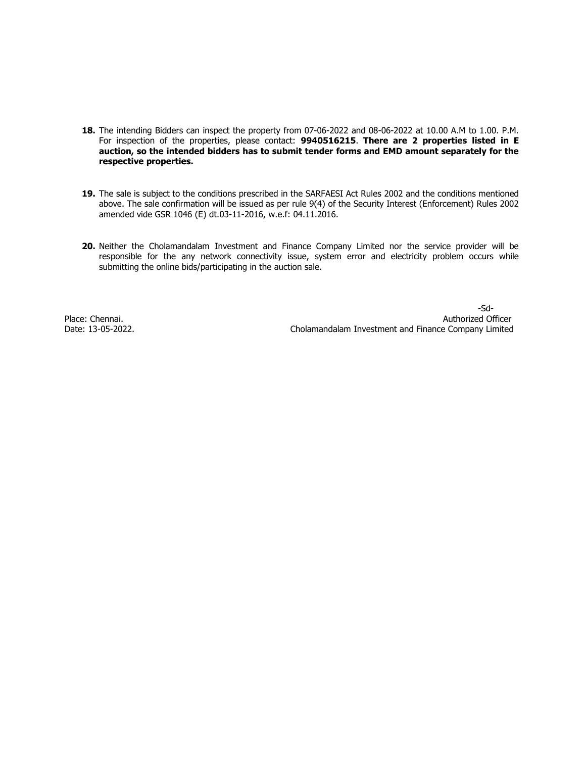18. The intending Bidders can inspect the property from 07-06-2022 and 08-06-2022 at 10.00 A.M to 1.00. P.M. For inspection of the properties, please contact: **9940516215**. **There are 2 properties listed in E auction, so the intended bidders has to submit tender forms and EMD amount separately for the respective properties.**

19. The sale is subject to the conditions prescribed in the SARFAESI Act Rules 2002 and the conditions mentioned above. The sale confirmation will be issued as per rule 9(4) of the Security Interest (Enforcement) Rules 2002 amended vide GSR 1046 (E) dt.03-11-2016, w.e.f: 04.11.2016.

20. Neither the Cholamandalam Investment and Finance Company Limited nor the service provider will be responsible for the any network connectivity issue, system error and electricity problem occurs while submitting the online bids/participating in the auction sale.

-Sd-

Place: Chennai.
Date: 13-05-2022.

Authorized Officer
Cholamandalam Investment and Finance Company Limited